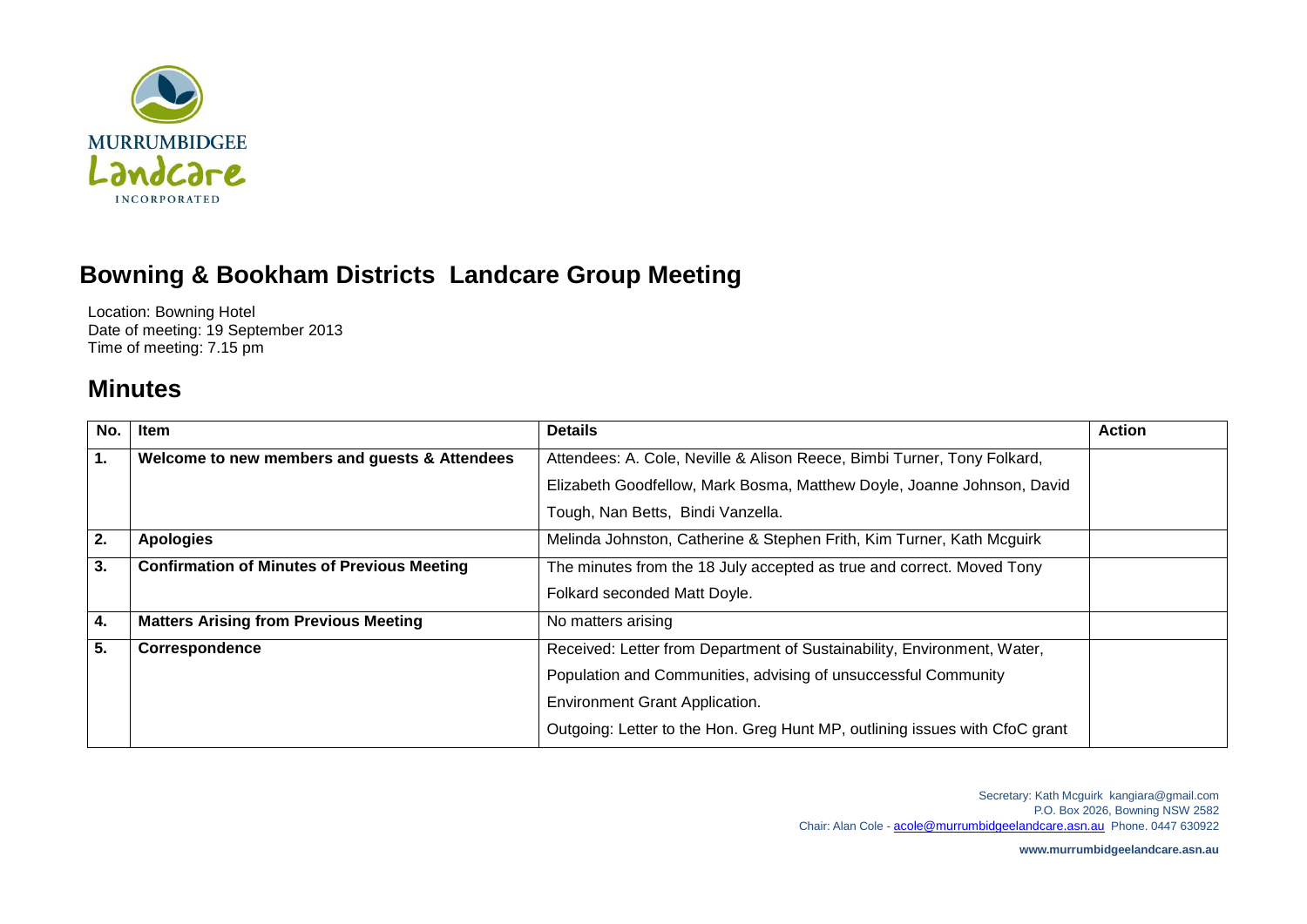MURRUMBIDGEE
Landcare
INCORPORATED

## Bowning & Bookham Districts  Landcare Group Meeting

Location: Bowning Hotel
Date of meeting: 19 September 2013
Time of meeting: 7.15 pm

## Minutes

| No. | Item | Details | Action |
|---|---|---|---|
| 1. | Welcome to new members and guests & Attendees | Attendees: A. Cole, Neville & Alison Reece, Bimbi Turner, Tony Folkard, Elizabeth Goodfellow, Mark Bosma, Matthew Doyle, Joanne Johnson, David Tough, Nan Betts, Bindi Vanzella. | |
| 2. | Apologies | Melinda Johnston, Catherine & Stephen Frith, Kim Turner, Kath Mcguirk | |
| 3. | Confirmation of Minutes of Previous Meeting | The minutes from the 18 July accepted as true and correct. Moved Tony Folkard seconded Matt Doyle. | |
| 4. | Matters Arising from Previous Meeting | No matters arising | |
| 5. | Correspondence | Received: Letter from Department of Sustainability, Environment, Water, Population and Communities, advising of unsuccessful Community Environment Grant Application.<br>Outgoing: Letter to the Hon. Greg Hunt MP, outlining issues with CfoC grant | |

Secretary: Kath Mcguirk kangiara@gmail.com
P.O. Box 2026, Bowning NSW 2582
Chair: Alan Cole - acole@murrumbidgeelandcare.asn.au Phone. 0447 630922

www.murrumbidgeelandcare.asn.au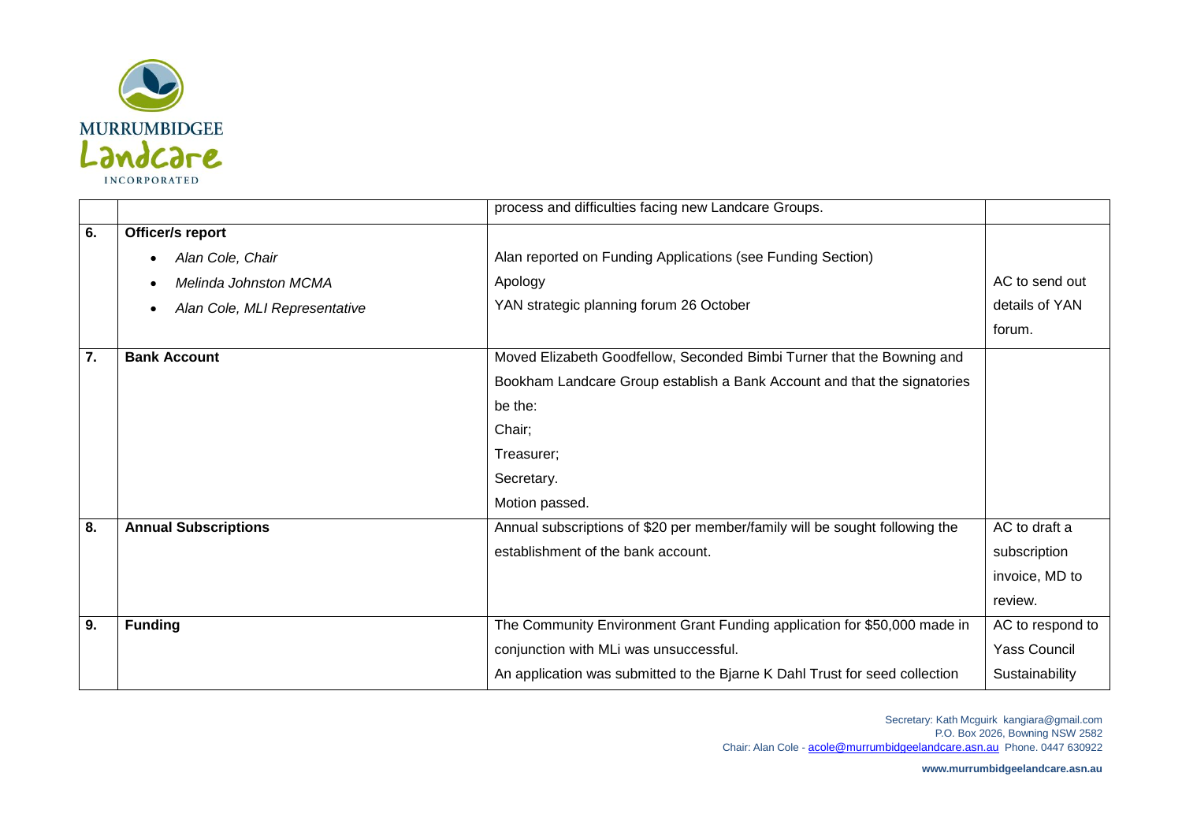| | | | |
|---|---|---|---|
| | | process and difficulties facing new Landcare Groups. | |
| **6.** | **Officer/s report**<br>• *Alan Cole, Chair*<br>• *Melinda Johnston MCMA*<br>• *Alan Cole, MLI Representative* | Alan reported on Funding Applications (see Funding Section)<br>Apology<br>YAN strategic planning forum 26 October | AC to send out details of YAN forum. |
| **7.** | **Bank Account** | Moved Elizabeth Goodfellow, Seconded Bimbi Turner that the Bowning and Bookham Landcare Group establish a Bank Account and that the signatories be the:<br>Chair;<br>Treasurer;<br>Secretary.<br>Motion passed. | |
| **8.** | **Annual Subscriptions** | Annual subscriptions of $20 per member/family will be sought following the establishment of the bank account. | AC to draft a subscription invoice, MD to review. |
| **9.** | **Funding** | The Community Environment Grant Funding application for $50,000 made in conjunction with MLi was unsuccessful.<br>An application was submitted to the Bjarne K Dahl Trust for seed collection | AC to respond to Yass Council Sustainability |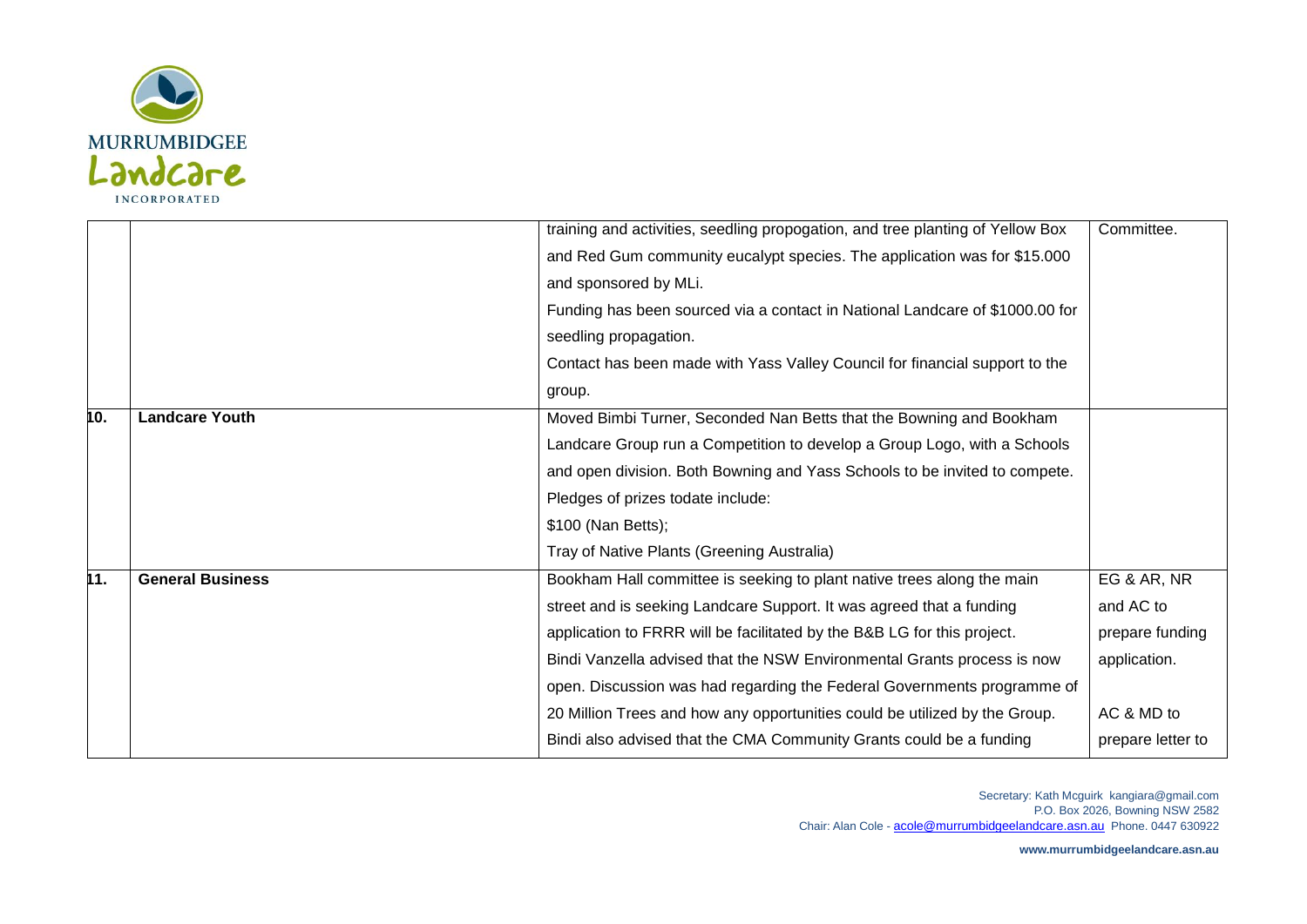| | | | |
|---|---|---|---|
| | | training and activities, seedling propogation, and tree planting of Yellow Box and Red Gum community eucalypt species. The application was for $15.000 and sponsored by MLi.<br>Funding has been sourced via a contact in National Landcare of $1000.00 for seedling propagation.<br>Contact has been made with Yass Valley Council for financial support to the group. | Committee. |
| 10. | **Landcare Youth** | Moved Bimbi Turner, Seconded Nan Betts that the Bowning and Bookham Landcare Group run a Competition to develop a Group Logo, with a Schools and open division. Both Bowning and Yass Schools to be invited to compete.<br>Pledges of prizes todate include:<br>$100 (Nan Betts);<br>Tray of Native Plants (Greening Australia) | |
| 11. | **General Business** | Bookham Hall committee is seeking to plant native trees along the main street and is seeking Landcare Support. It was agreed that a funding application to FRRR will be facilitated by the B&B LG for this project.<br>Bindi Vanzella advised that the NSW Environmental Grants process is now open. Discussion was had regarding the Federal Governments programme of 20 Million Trees and how any opportunities could be utilized by the Group.<br>Bindi also advised that the CMA Community Grants could be a funding | EG & AR, NR and AC to prepare funding application.<br><br>AC & MD to prepare letter to |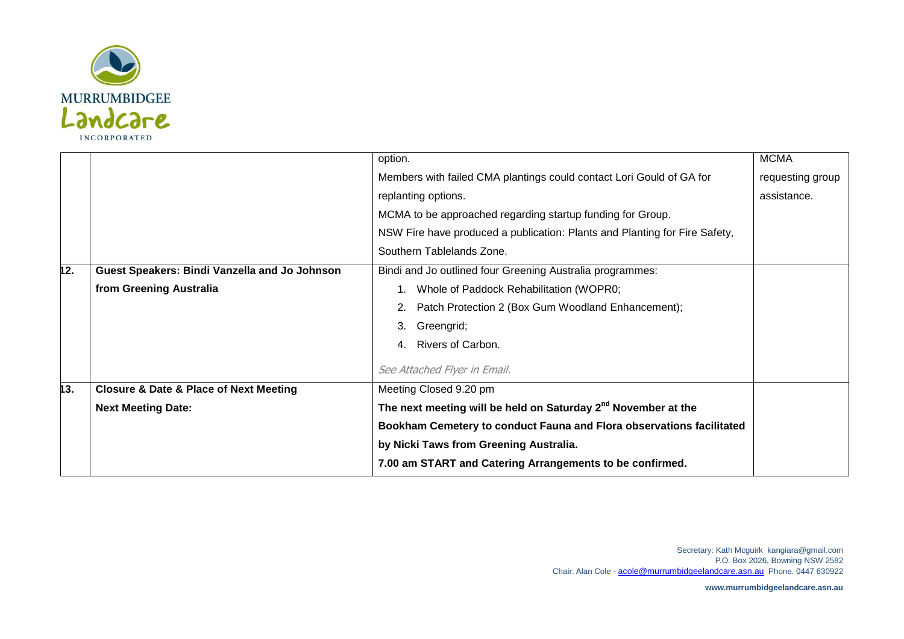| | | | |
|---|---|---|---|
| | | option.<br>Members with failed CMA plantings could contact Lori Gould of GA for replanting options.<br>MCMA to be approached regarding startup funding for Group.<br>NSW Fire have produced a publication: Plants and Planting for Fire Safety, Southern Tablelands Zone. | MCMA requesting group assistance. |
| **12.** | **Guest Speakers: Bindi Vanzella and Jo Johnson from Greening Australia** | Bindi and Jo outlined four Greening Australia programmes:<br>1. Whole of Paddock Rehabilitation (WOPR0;<br>2. Patch Protection 2 (Box Gum Woodland Enhancement);<br>3. Greengrid;<br>4. Rivers of Carbon.<br>*See Attached Flyer in Email.* | |
| **13.** | **Closure & Date & Place of Next Meeting**<br>**Next Meeting Date:** | Meeting Closed 9.20 pm<br>**The next meeting will be held on Saturday 2nd November at the Bookham Cemetery to conduct Fauna and Flora observations facilitated by Nicki Taws from Greening Australia.**<br>**7.00 am START and Catering Arrangements to be confirmed.** | |

Secretary: Kath Mcguirk kangiara@gmail.com
P.O. Box 2026, Bowning NSW 2582
Chair: Alan Cole - acole@murrumbidgeelandcare.asn.au Phone. 0447 630922

**www.murrumbidgeelandcare.asn.au**